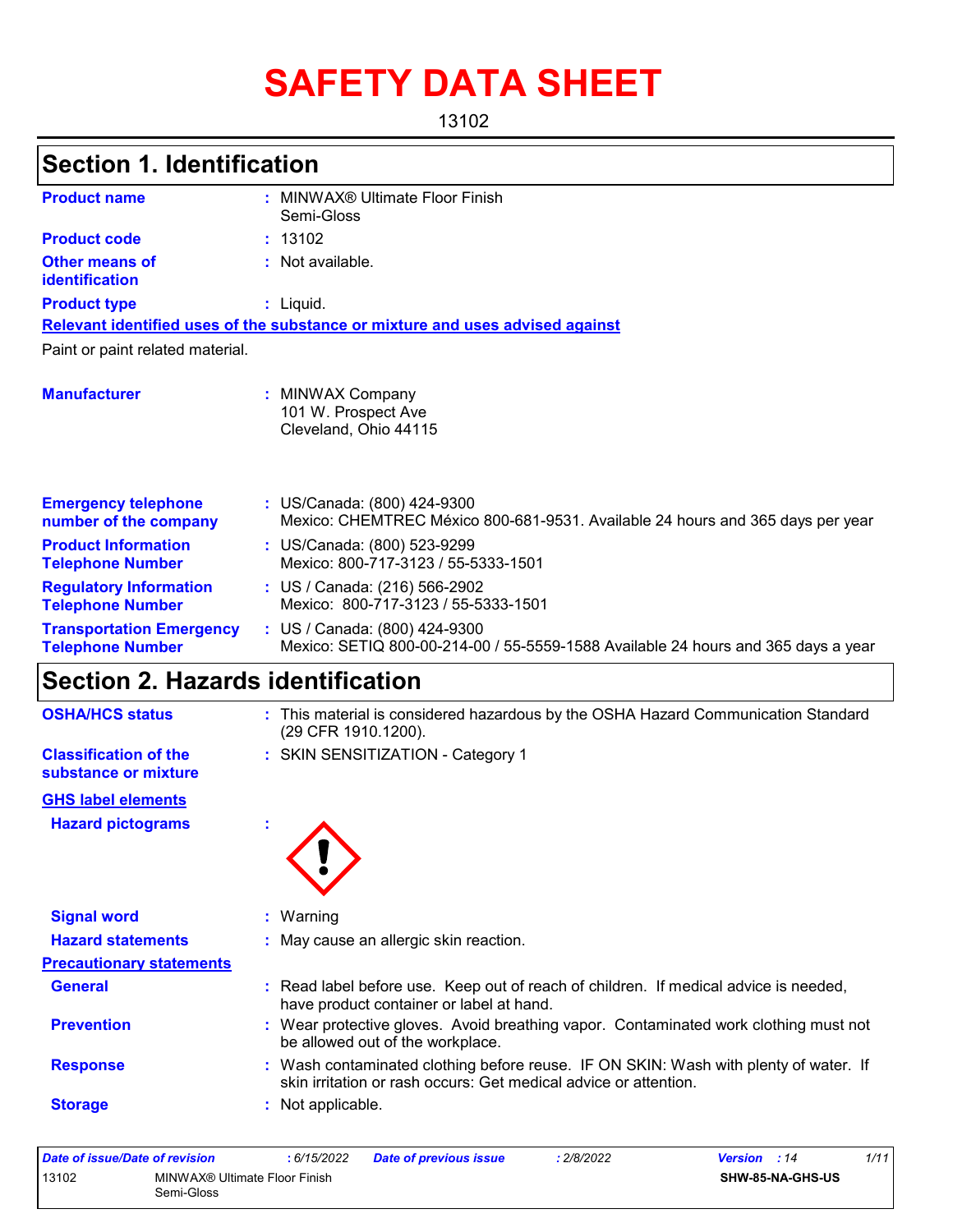# SAFETY DATA SHEET

13102

## Section 1. Identification

| | | |
|---|---|---|
| **Product name** | : | MINWAX® Ultimate Floor Finish Semi-Gloss |
| **Product code** | : | 13102 |
| **Other means of identification** | : | Not available. |
| **Product type** | : | Liquid. |

**Relevant identified uses of the substance or mixture and uses advised against**

Paint or paint related material.

| | | |
|---|---|---|
| **Manufacturer** | : | MINWAX Company<br>101 W. Prospect Ave<br>Cleveland, Ohio 44115 |
| **Emergency telephone number of the company** | : | US/Canada: (800) 424-9300<br>Mexico: CHEMTREC México 800-681-9531. Available 24 hours and 365 days per year |
| **Product Information Telephone Number** | : | US/Canada: (800) 523-9299<br>Mexico: 800-717-3123 / 55-5333-1501 |
| **Regulatory Information Telephone Number** | : | US / Canada: (216) 566-2902<br>Mexico: 800-717-3123 / 55-5333-1501 |
| **Transportation Emergency Telephone Number** | : | US / Canada: (800) 424-9300<br>Mexico: SETIQ 800-00-214-00 / 55-5559-1588 Available 24 hours and 365 days a year |

## Section 2. Hazards identification

| | | |
|---|---|---|
| **OSHA/HCS status** | : | This material is considered hazardous by the OSHA Hazard Communication Standard (29 CFR 1910.1200). |
| **Classification of the substance or mixture** | : | SKIN SENSITIZATION - Category 1 |

**GHS label elements**

| | | |
|---|---|---|
| **Hazard pictograms** | : | |
| **Signal word** | : | Warning |
| **Hazard statements** | : | May cause an allergic skin reaction. |

**Precautionary statements**

| | | |
|---|---|---|
| **General** | : | Read label before use. Keep out of reach of children. If medical advice is needed, have product container or label at hand. |
| **Prevention** | : | Wear protective gloves. Avoid breathing vapor. Contaminated work clothing must not be allowed out of the workplace. |
| **Response** | : | Wash contaminated clothing before reuse. IF ON SKIN: Wash with plenty of water. If skin irritation or rash occurs: Get medical advice or attention. |
| **Storage** | : | Not applicable. |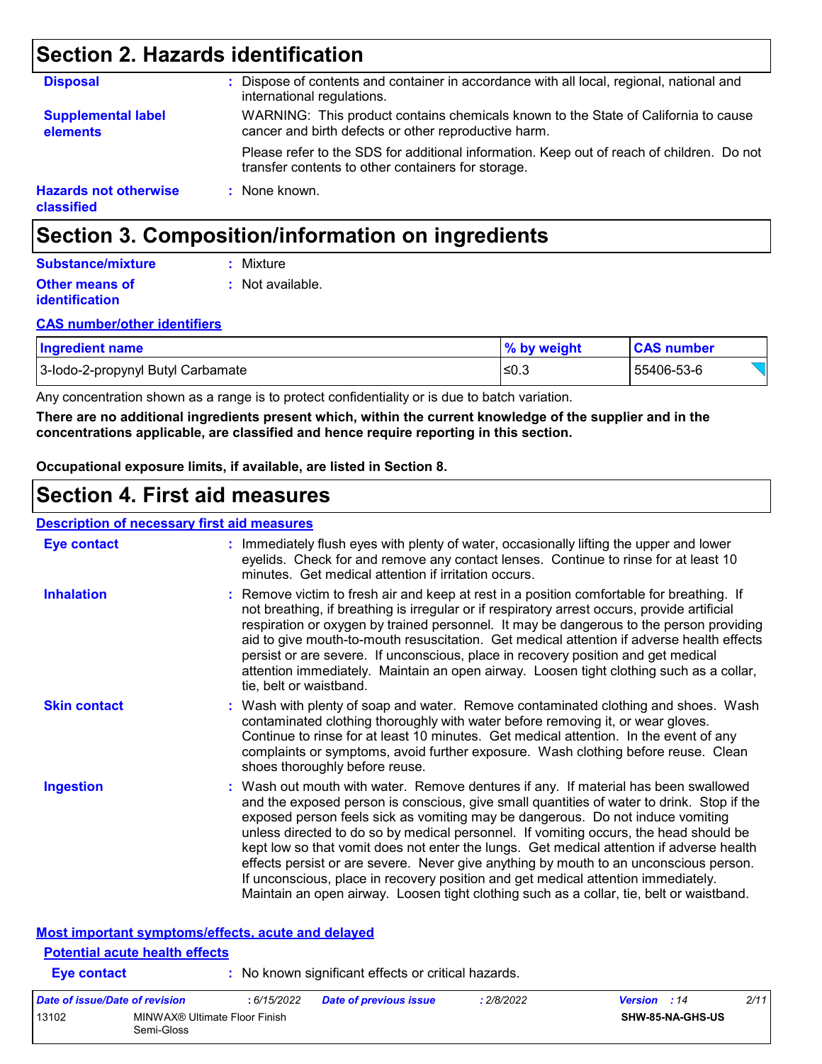# Section 2. Hazards identification

**Disposal** : Dispose of contents and container in accordance with all local, regional, national and international regulations.

**Supplemental label elements** WARNING: This product contains chemicals known to the State of California to cause cancer and birth defects or other reproductive harm.

Please refer to the SDS for additional information. Keep out of reach of children. Do not transfer contents to other containers for storage.

**Hazards not otherwise classified** : None known.

# Section 3. Composition/information on ingredients

**Substance/mixture** : Mixture

**Other means of identification** : Not available.

**CAS number/other identifiers**

| Ingredient name | % by weight | CAS number |
|---|---|---|
| 3-Iodo-2-propynyl Butyl Carbamate | ≤0.3 | 55406-53-6 |

Any concentration shown as a range is to protect confidentiality or is due to batch variation.

**There are no additional ingredients present which, within the current knowledge of the supplier and in the concentrations applicable, are classified and hence require reporting in this section.**

**Occupational exposure limits, if available, are listed in Section 8.**

# Section 4. First aid measures

**Description of necessary first aid measures**

**Eye contact** : Immediately flush eyes with plenty of water, occasionally lifting the upper and lower eyelids. Check for and remove any contact lenses. Continue to rinse for at least 10 minutes. Get medical attention if irritation occurs.

**Inhalation** : Remove victim to fresh air and keep at rest in a position comfortable for breathing. If not breathing, if breathing is irregular or if respiratory arrest occurs, provide artificial respiration or oxygen by trained personnel. It may be dangerous to the person providing aid to give mouth-to-mouth resuscitation. Get medical attention if adverse health effects persist or are severe. If unconscious, place in recovery position and get medical attention immediately. Maintain an open airway. Loosen tight clothing such as a collar, tie, belt or waistband.

**Skin contact** : Wash with plenty of soap and water. Remove contaminated clothing and shoes. Wash contaminated clothing thoroughly with water before removing it, or wear gloves. Continue to rinse for at least 10 minutes. Get medical attention. In the event of any complaints or symptoms, avoid further exposure. Wash clothing before reuse. Clean shoes thoroughly before reuse.

**Ingestion** : Wash out mouth with water. Remove dentures if any. If material has been swallowed and the exposed person is conscious, give small quantities of water to drink. Stop if the exposed person feels sick as vomiting may be dangerous. Do not induce vomiting unless directed to do so by medical personnel. If vomiting occurs, the head should be kept low so that vomit does not enter the lungs. Get medical attention if adverse health effects persist or are severe. Never give anything by mouth to an unconscious person. If unconscious, place in recovery position and get medical attention immediately. Maintain an open airway. Loosen tight clothing such as a collar, tie, belt or waistband.

**Most important symptoms/effects, acute and delayed**

**Potential acute health effects**

**Eye contact** : No known significant effects or critical hazards.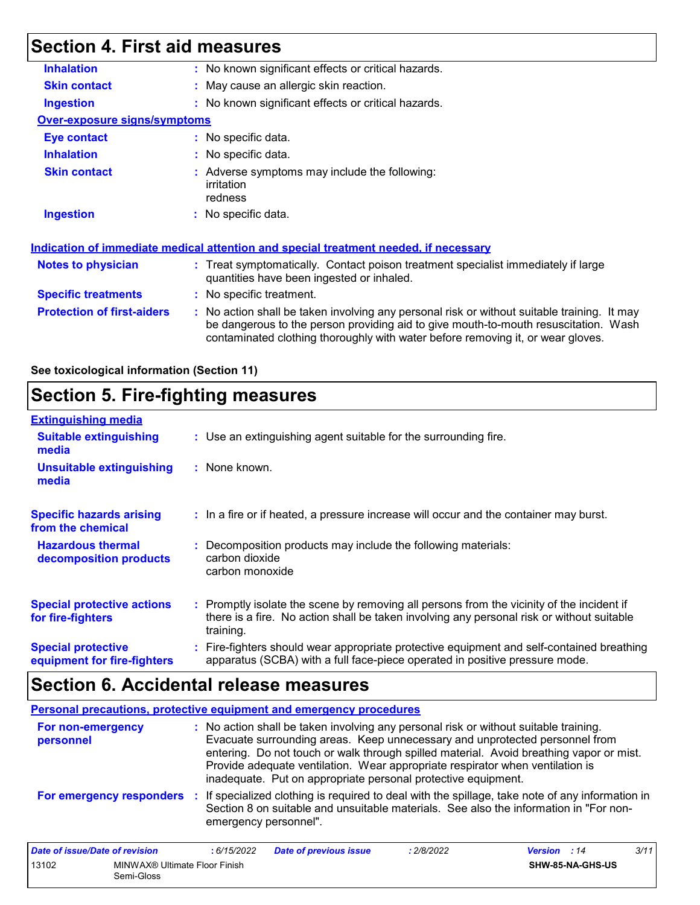## Section 4. First aid measures

**Inhalation** : No known significant effects or critical hazards.

**Skin contact** : May cause an allergic skin reaction.

**Ingestion** : No known significant effects or critical hazards.

**Over-exposure signs/symptoms**

**Eye contact** : No specific data.

**Inhalation** : No specific data.

**Skin contact** : Adverse symptoms may include the following:
irritation
redness

**Ingestion** : No specific data.

**Indication of immediate medical attention and special treatment needed, if necessary**

**Notes to physician** : Treat symptomatically. Contact poison treatment specialist immediately if large quantities have been ingested or inhaled.

**Specific treatments** : No specific treatment.

**Protection of first-aiders** : No action shall be taken involving any personal risk or without suitable training. It may be dangerous to the person providing aid to give mouth-to-mouth resuscitation. Wash contaminated clothing thoroughly with water before removing it, or wear gloves.

**See toxicological information (Section 11)**

## Section 5. Fire-fighting measures

**Extinguishing media**

**Suitable extinguishing media** : Use an extinguishing agent suitable for the surrounding fire.

**Unsuitable extinguishing media** : None known.

**Specific hazards arising from the chemical** : In a fire or if heated, a pressure increase will occur and the container may burst.

**Hazardous thermal decomposition products** : Decomposition products may include the following materials:
carbon dioxide
carbon monoxide

**Special protective actions for fire-fighters** : Promptly isolate the scene by removing all persons from the vicinity of the incident if there is a fire. No action shall be taken involving any personal risk or without suitable training.

**Special protective equipment for fire-fighters** : Fire-fighters should wear appropriate protective equipment and self-contained breathing apparatus (SCBA) with a full face-piece operated in positive pressure mode.

## Section 6. Accidental release measures

**Personal precautions, protective equipment and emergency procedures**

**For non-emergency personnel** : No action shall be taken involving any personal risk or without suitable training. Evacuate surrounding areas. Keep unnecessary and unprotected personnel from entering. Do not touch or walk through spilled material. Avoid breathing vapor or mist. Provide adequate ventilation. Wear appropriate respirator when ventilation is inadequate. Put on appropriate personal protective equipment.

**For emergency responders** : If specialized clothing is required to deal with the spillage, take note of any information in Section 8 on suitable and unsuitable materials. See also the information in "For non-emergency personnel".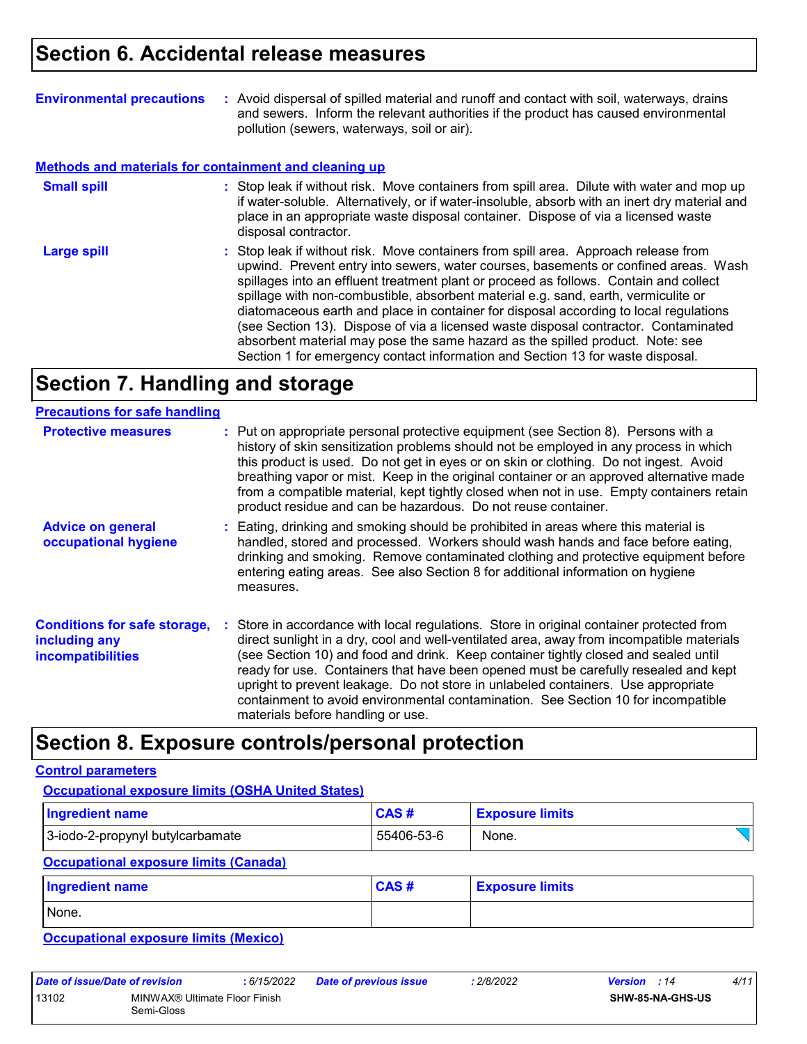# Section 6. Accidental release measures

**Environmental precautions** : Avoid dispersal of spilled material and runoff and contact with soil, waterways, drains and sewers. Inform the relevant authorities if the product has caused environmental pollution (sewers, waterways, soil or air).

### Methods and materials for containment and cleaning up

**Small spill** : Stop leak if without risk. Move containers from spill area. Dilute with water and mop up if water-soluble. Alternatively, or if water-insoluble, absorb with an inert dry material and place in an appropriate waste disposal container. Dispose of via a licensed waste disposal contractor.

**Large spill** : Stop leak if without risk. Move containers from spill area. Approach release from upwind. Prevent entry into sewers, water courses, basements or confined areas. Wash spillages into an effluent treatment plant or proceed as follows. Contain and collect spillage with non-combustible, absorbent material e.g. sand, earth, vermiculite or diatomaceous earth and place in container for disposal according to local regulations (see Section 13). Dispose of via a licensed waste disposal contractor. Contaminated absorbent material may pose the same hazard as the spilled product. Note: see Section 1 for emergency contact information and Section 13 for waste disposal.

# Section 7. Handling and storage

### Precautions for safe handling

**Protective measures** : Put on appropriate personal protective equipment (see Section 8). Persons with a history of skin sensitization problems should not be employed in any process in which this product is used. Do not get in eyes or on skin or clothing. Do not ingest. Avoid breathing vapor or mist. Keep in the original container or an approved alternative made from a compatible material, kept tightly closed when not in use. Empty containers retain product residue and can be hazardous. Do not reuse container.

**Advice on general occupational hygiene** : Eating, drinking and smoking should be prohibited in areas where this material is handled, stored and processed. Workers should wash hands and face before eating, drinking and smoking. Remove contaminated clothing and protective equipment before entering eating areas. See also Section 8 for additional information on hygiene measures.

**Conditions for safe storage, including any incompatibilities** : Store in accordance with local regulations. Store in original container protected from direct sunlight in a dry, cool and well-ventilated area, away from incompatible materials (see Section 10) and food and drink. Keep container tightly closed and sealed until ready for use. Containers that have been opened must be carefully resealed and kept upright to prevent leakage. Do not store in unlabeled containers. Use appropriate containment to avoid environmental contamination. See Section 10 for incompatible materials before handling or use.

# Section 8. Exposure controls/personal protection

### Control parameters

#### Occupational exposure limits (OSHA United States)

| Ingredient name | CAS # | Exposure limits |
|---|---|---|
| 3-iodo-2-propynyl butylcarbamate | 55406-53-6 | None. |

#### Occupational exposure limits (Canada)

| Ingredient name | CAS # | Exposure limits |
|---|---|---|
| None. | | |

#### Occupational exposure limits (Mexico)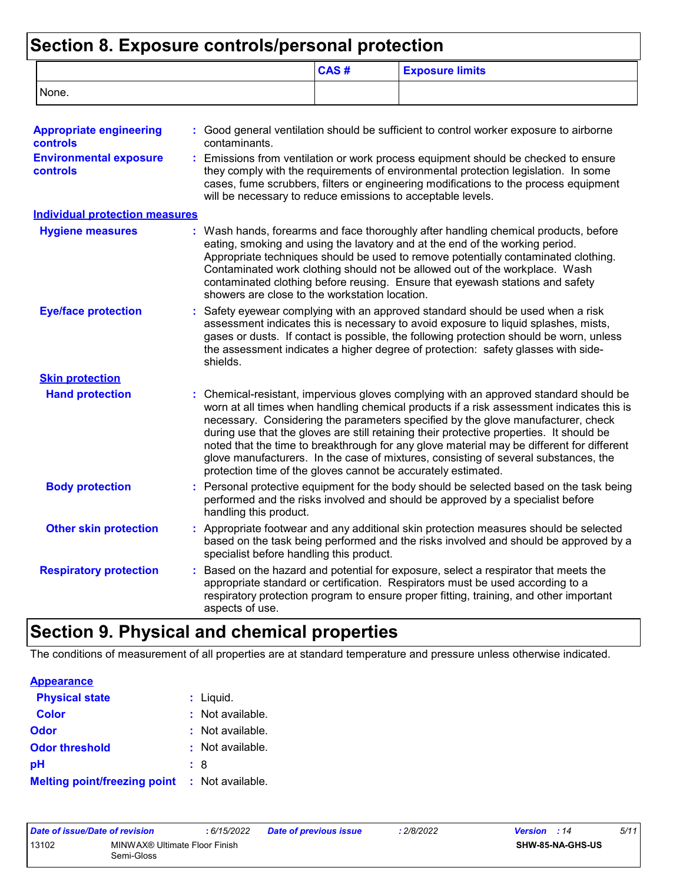## Section 8. Exposure controls/personal protection

| | CAS # | Exposure limits |
|---|---|---|
| None. | | |

**Appropriate engineering controls** : Good general ventilation should be sufficient to control worker exposure to airborne contaminants.

**Environmental exposure controls** : Emissions from ventilation or work process equipment should be checked to ensure they comply with the requirements of environmental protection legislation. In some cases, fume scrubbers, filters or engineering modifications to the process equipment will be necessary to reduce emissions to acceptable levels.

**Individual protection measures**

**Hygiene measures** : Wash hands, forearms and face thoroughly after handling chemical products, before eating, smoking and using the lavatory and at the end of the working period. Appropriate techniques should be used to remove potentially contaminated clothing. Contaminated work clothing should not be allowed out of the workplace. Wash contaminated clothing before reusing. Ensure that eyewash stations and safety showers are close to the workstation location.

**Eye/face protection** : Safety eyewear complying with an approved standard should be used when a risk assessment indicates this is necessary to avoid exposure to liquid splashes, mists, gases or dusts. If contact is possible, the following protection should be worn, unless the assessment indicates a higher degree of protection: safety glasses with side-shields.

**Skin protection**

**Hand protection** : Chemical-resistant, impervious gloves complying with an approved standard should be worn at all times when handling chemical products if a risk assessment indicates this is necessary. Considering the parameters specified by the glove manufacturer, check during use that the gloves are still retaining their protective properties. It should be noted that the time to breakthrough for any glove material may be different for different glove manufacturers. In the case of mixtures, consisting of several substances, the protection time of the gloves cannot be accurately estimated.

**Body protection** : Personal protective equipment for the body should be selected based on the task being performed and the risks involved and should be approved by a specialist before handling this product.

**Other skin protection** : Appropriate footwear and any additional skin protection measures should be selected based on the task being performed and the risks involved and should be approved by a specialist before handling this product.

**Respiratory protection** : Based on the hazard and potential for exposure, select a respirator that meets the appropriate standard or certification. Respirators must be used according to a respiratory protection program to ensure proper fitting, training, and other important aspects of use.

## Section 9. Physical and chemical properties

The conditions of measurement of all properties are at standard temperature and pressure unless otherwise indicated.

**Appearance**

**Physical state** : Liquid.

**Color** : Not available.

**Odor** : Not available.

**Odor threshold** : Not available.

**pH** : 8

**Melting point/freezing point** : Not available.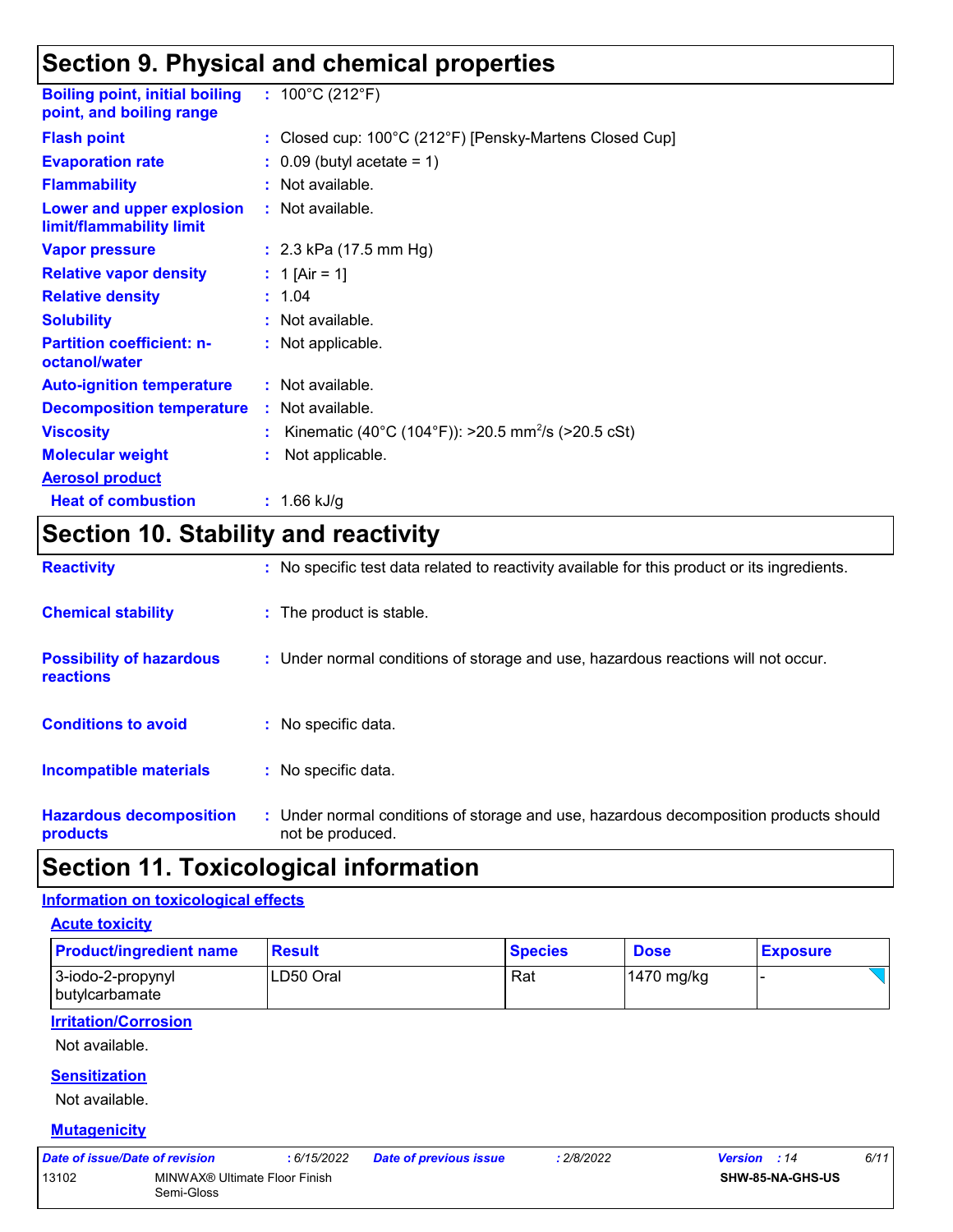## Section 9. Physical and chemical properties

| | |
|---|---|
| **Boiling point, initial boiling point, and boiling range** | : 100°C (212°F) |
| **Flash point** | : Closed cup: 100°C (212°F) [Pensky-Martens Closed Cup] |
| **Evaporation rate** | : 0.09 (butyl acetate = 1) |
| **Flammability** | : Not available. |
| **Lower and upper explosion limit/flammability limit** | : Not available. |
| **Vapor pressure** | : 2.3 kPa (17.5 mm Hg) |
| **Relative vapor density** | : 1 [Air = 1] |
| **Relative density** | : 1.04 |
| **Solubility** | : Not available. |
| **Partition coefficient: n-octanol/water** | : Not applicable. |
| **Auto-ignition temperature** | : Not available. |
| **Decomposition temperature** | : Not available. |
| **Viscosity** | : Kinematic (40°C (104°F)): >20.5 $mm^2/s$ (>20.5 cSt) |
| **Molecular weight** | : Not applicable. |
| **Aerosol product** | |
| **Heat of combustion** | : 1.66 kJ/g |

## Section 10. Stability and reactivity

| | |
|---|---|
| **Reactivity** | : No specific test data related to reactivity available for this product or its ingredients. |
| **Chemical stability** | : The product is stable. |
| **Possibility of hazardous reactions** | : Under normal conditions of storage and use, hazardous reactions will not occur. |
| **Conditions to avoid** | : No specific data. |
| **Incompatible materials** | : No specific data. |
| **Hazardous decomposition products** | : Under normal conditions of storage and use, hazardous decomposition products should not be produced. |

## Section 11. Toxicological information

### Information on toxicological effects

#### Acute toxicity

| Product/ingredient name | Result | Species | Dose | Exposure |
|---|---|---|---|---|
| 3-iodo-2-propynyl butylcarbamate | LD50 Oral | Rat | 1470 mg/kg | - |

#### Irritation/Corrosion

Not available.

#### Sensitization

Not available.

#### Mutagenicity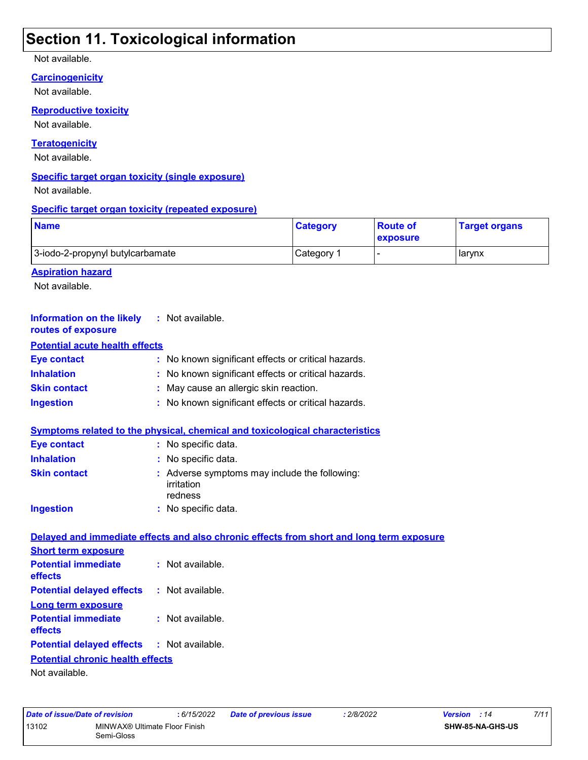# Section 11. Toxicological information

Not available.

**Carcinogenicity**

Not available.

**Reproductive toxicity**

Not available.

**Teratogenicity**

Not available.

**Specific target organ toxicity (single exposure)**

Not available.

**Specific target organ toxicity (repeated exposure)**

| Name | Category | Route of exposure | Target organs |
|---|---|---|---|
| 3-iodo-2-propynyl butylcarbamate | Category 1 | - | larynx |

**Aspiration hazard**

Not available.

**Information on the likely routes of exposure** : Not available.

**Potential acute health effects**

**Eye contact** : No known significant effects or critical hazards.

**Inhalation** : No known significant effects or critical hazards.

**Skin contact** : May cause an allergic skin reaction.

**Ingestion** : No known significant effects or critical hazards.

**Symptoms related to the physical, chemical and toxicological characteristics**

**Eye contact** : No specific data.

**Inhalation** : No specific data.

**Skin contact** : Adverse symptoms may include the following:
irritation
redness

**Ingestion** : No specific data.

**Delayed and immediate effects and also chronic effects from short and long term exposure**

**Short term exposure**

**Potential immediate effects** : Not available.

**Potential delayed effects** : Not available.

**Long term exposure**

**Potential immediate effects** : Not available.

**Potential delayed effects** : Not available.

**Potential chronic health effects**

Not available.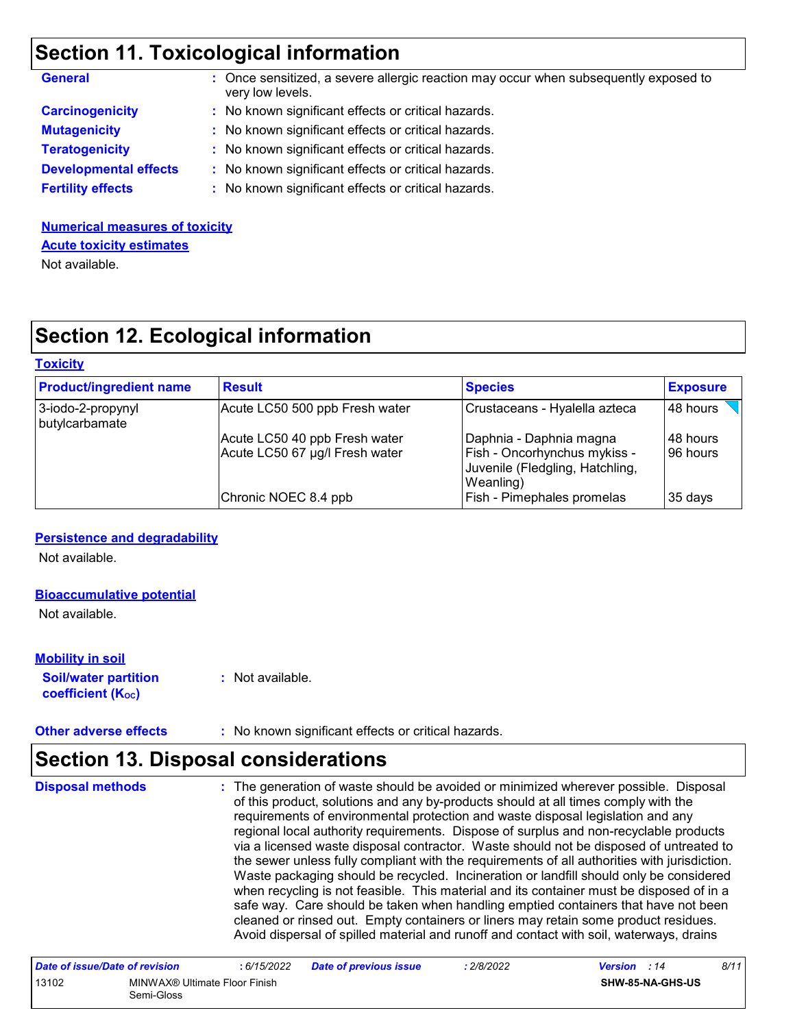# Section 11. Toxicological information

**General** : Once sensitized, a severe allergic reaction may occur when subsequently exposed to very low levels.

**Carcinogenicity** : No known significant effects or critical hazards.

**Mutagenicity** : No known significant effects or critical hazards.

**Teratogenicity** : No known significant effects or critical hazards.

**Developmental effects** : No known significant effects or critical hazards.

**Fertility effects** : No known significant effects or critical hazards.

**Numerical measures of toxicity**

**Acute toxicity estimates**

Not available.

# Section 12. Ecological information

**Toxicity**

| Product/ingredient name | Result | Species | Exposure |
|---|---|---|---|
| 3-iodo-2-propynyl butylcarbamate | Acute LC50 500 ppb Fresh water | Crustaceans - Hyalella azteca | 48 hours |
| | Acute LC50 40 ppb Fresh water | Daphnia - Daphnia magna | 48 hours |
| | Acute LC50 67 µg/l Fresh water | Fish - Oncorhynchus mykiss - Juvenile (Fledgling, Hatchling, Weanling) | 96 hours |
| | Chronic NOEC 8.4 ppb | Fish - Pimephales promelas | 35 days |

**Persistence and degradability**

Not available.

**Bioaccumulative potential**

Not available.

**Mobility in soil**

**Soil/water partition coefficient ($K_{OC}$)** : Not available.

**Other adverse effects** : No known significant effects or critical hazards.

# Section 13. Disposal considerations

**Disposal methods** : The generation of waste should be avoided or minimized wherever possible. Disposal of this product, solutions and any by-products should at all times comply with the requirements of environmental protection and waste disposal legislation and any regional local authority requirements. Dispose of surplus and non-recyclable products via a licensed waste disposal contractor. Waste should not be disposed of untreated to the sewer unless fully compliant with the requirements of all authorities with jurisdiction. Waste packaging should be recycled. Incineration or landfill should only be considered when recycling is not feasible. This material and its container must be disposed of in a safe way. Care should be taken when handling emptied containers that have not been cleaned or rinsed out. Empty containers or liners may retain some product residues. Avoid dispersal of spilled material and runoff and contact with soil, waterways, drains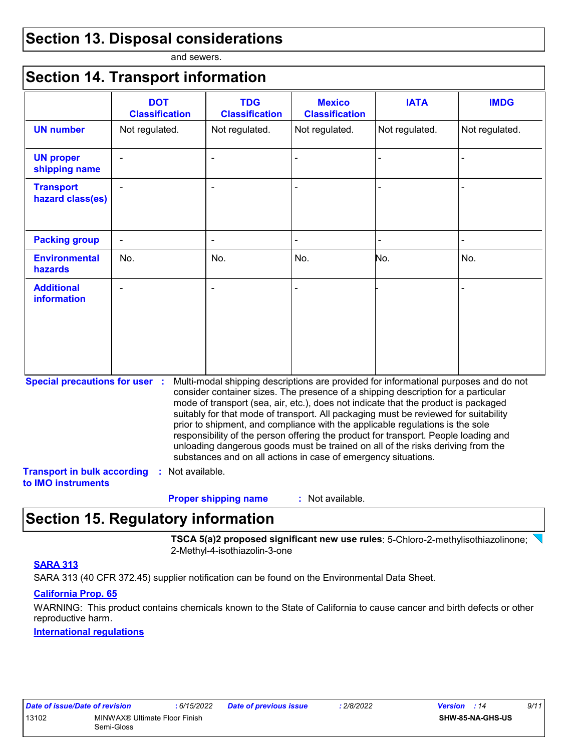## Section 13. Disposal considerations

and sewers.

## Section 14. Transport information

| | DOT Classification | TDG Classification | Mexico Classification | IATA | IMDG |
|---|---|---|---|---|---|
| **UN number** | Not regulated. | Not regulated. | Not regulated. | Not regulated. | Not regulated. |
| **UN proper shipping name** | - | - | - | - | - |
| **Transport hazard class(es)** | - | - | - | - | - |
| **Packing group** | - | - | - | - | - |
| **Environmental hazards** | No. | No. | No. | No. | No. |
| **Additional information** | - | - | - | - | - |

**Special precautions for user** : Multi-modal shipping descriptions are provided for informational purposes and do not consider container sizes. The presence of a shipping description for a particular mode of transport (sea, air, etc.), does not indicate that the product is packaged suitably for that mode of transport. All packaging must be reviewed for suitability prior to shipment, and compliance with the applicable regulations is the sole responsibility of the person offering the product for transport. People loading and unloading dangerous goods must be trained on all of the risks deriving from the substances and on all actions in case of emergency situations.

**Transport in bulk according to IMO instruments** : Not available.

**Proper shipping name** : Not available.

## Section 15. Regulatory information

**TSCA 5(a)2 proposed significant new use rules**: 5-Chloro-2-methylisothiazolinone; 2-Methyl-4-isothiazolin-3-one

**SARA 313**

SARA 313 (40 CFR 372.45) supplier notification can be found on the Environmental Data Sheet.

**California Prop. 65**

WARNING: This product contains chemicals known to the State of California to cause cancer and birth defects or other reproductive harm.

**International regulations**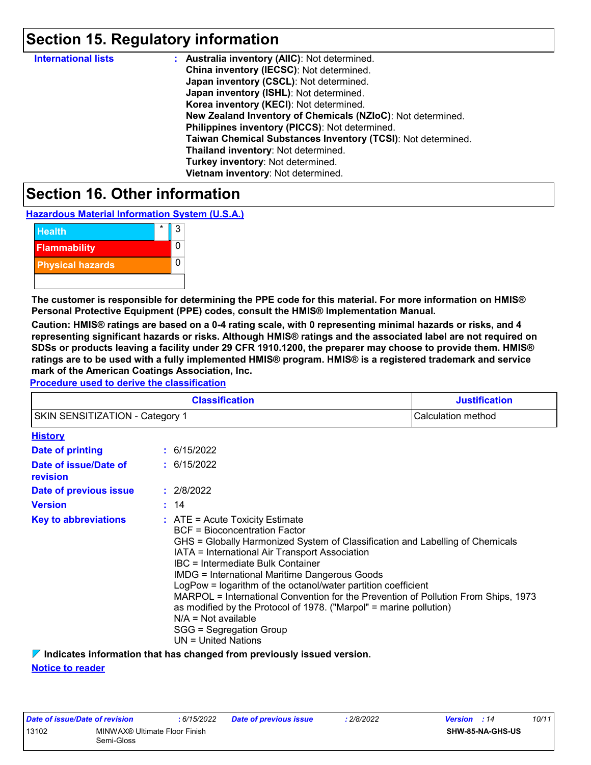# Section 15. Regulatory information

**International lists** : **Australia inventory (AIIC)**: Not determined.
**China inventory (IECSC)**: Not determined.
**Japan inventory (CSCL)**: Not determined.
**Japan inventory (ISHL)**: Not determined.
**Korea inventory (KECI)**: Not determined.
**New Zealand Inventory of Chemicals (NZIoC)**: Not determined.
**Philippines inventory (PICCS)**: Not determined.
**Taiwan Chemical Substances Inventory (TCSI)**: Not determined.
**Thailand inventory**: Not determined.
**Turkey inventory**: Not determined.
**Vietnam inventory**: Not determined.

# Section 16. Other information

**Hazardous Material Information System (U.S.A.)**

| | | |
|---|---|---|
| Health | * | 3 |
| Flammability | | 0 |
| Physical hazards | | 0 |
| | | |

**The customer is responsible for determining the PPE code for this material. For more information on HMIS® Personal Protective Equipment (PPE) codes, consult the HMIS® Implementation Manual.**

**Caution: HMIS® ratings are based on a 0-4 rating scale, with 0 representing minimal hazards or risks, and 4 representing significant hazards or risks. Although HMIS® ratings and the associated label are not required on SDSs or products leaving a facility under 29 CFR 1910.1200, the preparer may choose to provide them. HMIS® ratings are to be used with a fully implemented HMIS® program. HMIS® is a registered trademark and service mark of the American Coatings Association, Inc.**

**Procedure used to derive the classification**

| Classification | Justification |
|---|---|
| SKIN SENSITIZATION - Category 1 | Calculation method |

**History**

**Date of printing** : 6/15/2022

**Date of issue/Date of revision** : 6/15/2022

**Date of previous issue** : 2/8/2022

**Version** : 14

**Key to abbreviations** : ATE = Acute Toxicity Estimate
BCF = Bioconcentration Factor
GHS = Globally Harmonized System of Classification and Labelling of Chemicals
IATA = International Air Transport Association
IBC = Intermediate Bulk Container
IMDG = International Maritime Dangerous Goods
LogPow = logarithm of the octanol/water partition coefficient
MARPOL = International Convention for the Prevention of Pollution From Ships, 1973 as modified by the Protocol of 1978. ("Marpol" = marine pollution)
N/A = Not available
SGG = Segregation Group
UN = United Nations

**Indicates information that has changed from previously issued version.**

**Notice to reader**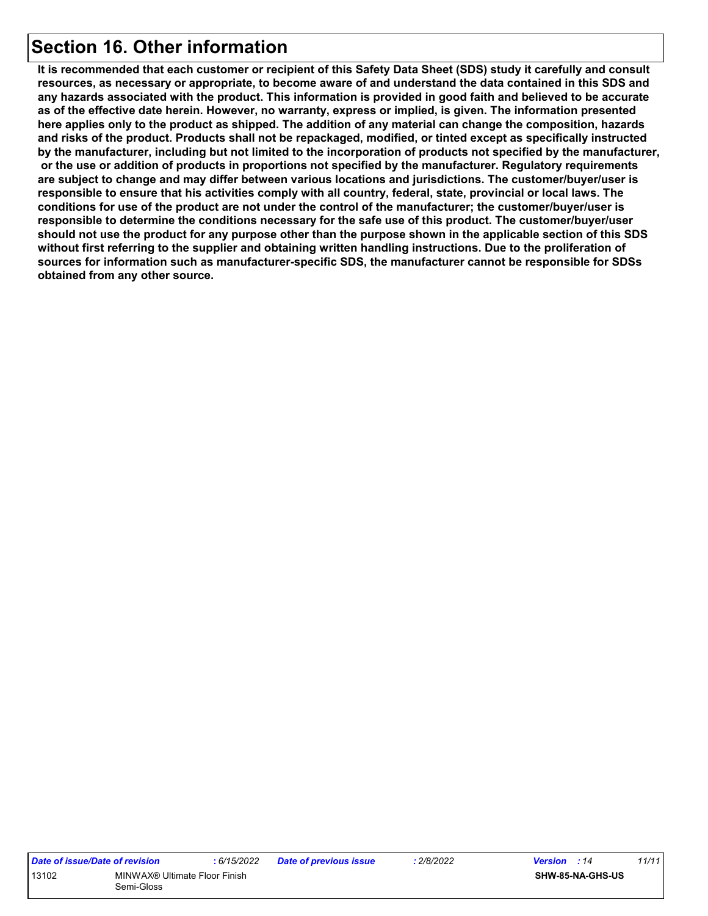## Section 16. Other information

**It is recommended that each customer or recipient of this Safety Data Sheet (SDS) study it carefully and consult resources, as necessary or appropriate, to become aware of and understand the data contained in this SDS and any hazards associated with the product. This information is provided in good faith and believed to be accurate as of the effective date herein. However, no warranty, express or implied, is given. The information presented here applies only to the product as shipped. The addition of any material can change the composition, hazards and risks of the product. Products shall not be repackaged, modified, or tinted except as specifically instructed by the manufacturer, including but not limited to the incorporation of products not specified by the manufacturer, or the use or addition of products in proportions not specified by the manufacturer. Regulatory requirements are subject to change and may differ between various locations and jurisdictions. The customer/buyer/user is responsible to ensure that his activities comply with all country, federal, state, provincial or local laws. The conditions for use of the product are not under the control of the manufacturer; the customer/buyer/user is responsible to determine the conditions necessary for the safe use of this product. The customer/buyer/user should not use the product for any purpose other than the purpose shown in the applicable section of this SDS without first referring to the supplier and obtaining written handling instructions. Due to the proliferation of sources for information such as manufacturer-specific SDS, the manufacturer cannot be responsible for SDSs obtained from any other source.**